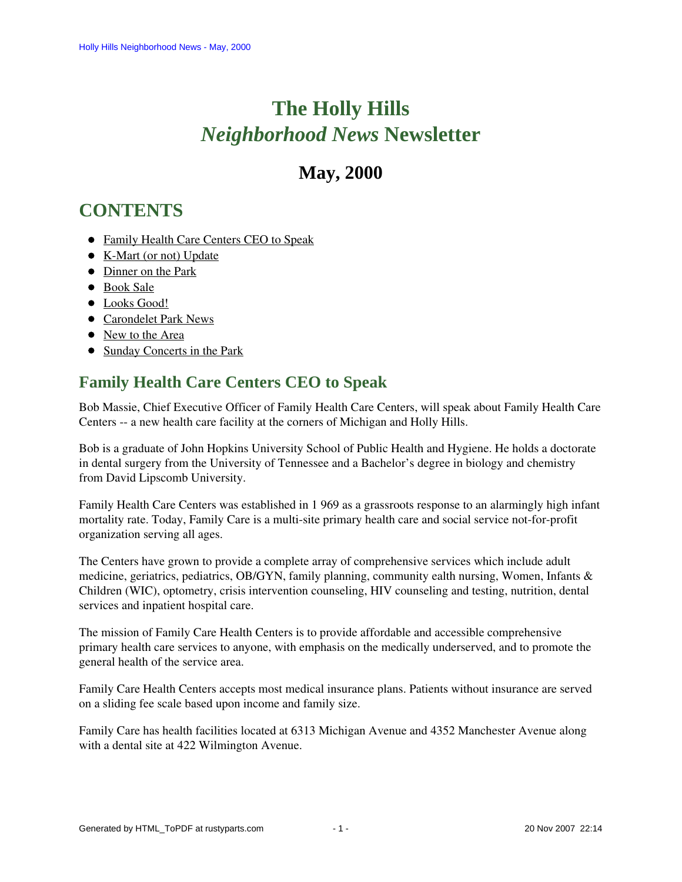# The Holly Hills *Neighborhood News* Newsletter

## May, 2000

## CONTENTS

- Family Health Care Centers CEO to Speak
- K-Mart (or not) Update
- Dinner on the Park
- Book Sale
- Looks Good!
- Carondelet Park News
- New to the Area
- Sunday Concerts in the Park

## Family Health Care Centers CEO to Speak

Bob Massie, Chief Executive Officer of Family Health Care Centers, will speak about Family Health Care Centers -- a new health care facility at the corners of Michigan and Holly Hills.

Bob is a graduate of John Hopkins University School of Public Health and Hygiene. He holds a doctorate in dental surgery from the University of Tennessee and a Bachelor's degree in biology and chemistry from David Lipscomb University.

Family Health Care Centers was established in 1 969 as a grassroots response to an alarmingly high infant mortality rate. Today, Family Care is a multi-site primary health care and social service not-for-profit organization serving all ages.

The Centers have grown to provide a complete array of comprehensive services which include adult medicine, geriatrics, pediatrics, OB/GYN, family planning, community ealth nursing, Women, Infants & Children (WIC), optometry, crisis intervention counseling, HIV counseling and testing, nutrition, dental services and inpatient hospital care.

The mission of Family Care Health Centers is to provide affordable and accessible comprehensive primary health care services to anyone, with emphasis on the medically underserved, and to promote the general health of the service area.

Family Care Health Centers accepts most medical insurance plans. Patients without insurance are served on a sliding fee scale based upon income and family size.

Family Care has health facilities located at 6313 Michigan Avenue and 4352 Manchester Avenue along with a dental site at 422 Wilmington Avenue.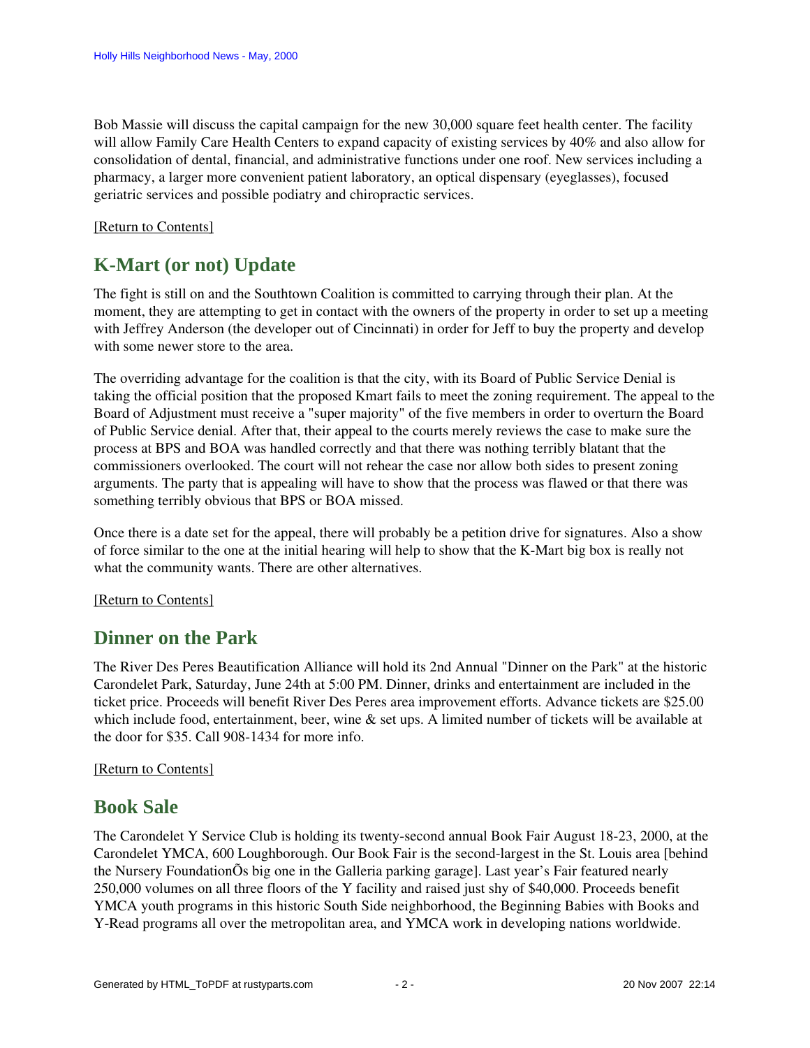Bob Massie will discuss the capital campaign for the new 30,000 square feet health center. The facility will allow Family Care Health Centers to expand capacity of existing services by 40% and also allow for consolidation of dental, financial, and administrative functions under one roof. New services including a pharmacy, a larger more convenient patient laboratory, an optical dispensary (eyeglasses), focused geriatric services and possible podiatry and chiropractic services.

[Return to Contents]

## K-Mart (or not) Update

The fight is still on and the Southtown Coalition is committed to carrying through their plan. At the moment, they are attempting to get in contact with the owners of the property in order to set up a meeting with Jeffrey Anderson (the developer out of Cincinnati) in order for Jeff to buy the property and develop with some newer store to the area.

The overriding advantage for the coalition is that the city, with its Board of Public Service Denial is taking the official position that the proposed Kmart fails to meet the zoning requirement. The appeal to the Board of Adjustment must receive a "super majority" of the five members in order to overturn the Board of Public Service denial. After that, their appeal to the courts merely reviews the case to make sure the process at BPS and BOA was handled correctly and that there was nothing terribly blatant that the commissioners overlooked. The court will not rehear the case nor allow both sides to present zoning arguments. The party that is appealing will have to show that the process was flawed or that there was something terribly obvious that BPS or BOA missed.

Once there is a date set for the appeal, there will probably be a petition drive for signatures. Also a show of force similar to the one at the initial hearing will help to show that the K-Mart big box is really not what the community wants. There are other alternatives.

[Return to Contents]

## Dinner on the Park

The River Des Peres Beautification Alliance will hold its 2nd Annual "Dinner on the Park" at the historic Carondelet Park, Saturday, June 24th at 5:00 PM. Dinner, drinks and entertainment are included in the ticket price. Proceeds will benefit River Des Peres area improvement efforts. Advance tickets are $25.00 which include food, entertainment, beer, wine & set ups. A limited number of tickets will be available at the door for $35. Call 908-1434 for more info.

[Return to Contents]

## Book Sale

The Carondelet Y Service Club is holding its twenty-second annual Book Fair August 18-23, 2000, at the Carondelet YMCA, 600 Loughborough. Our Book Fair is the second-largest in the St. Louis area [behind the Nursery FoundationÕs big one in the Galleria parking garage]. Last year's Fair featured nearly 250,000 volumes on all three floors of the Y facility and raised just shy of $40,000. Proceeds benefit YMCA youth programs in this historic South Side neighborhood, the Beginning Babies with Books and Y-Read programs all over the metropolitan area, and YMCA work in developing nations worldwide.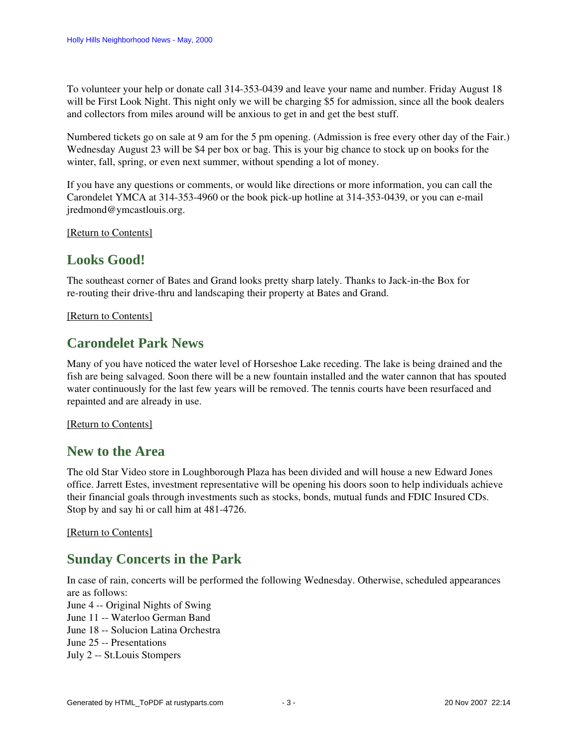To volunteer your help or donate call 314-353-0439 and leave your name and number. Friday August 18 will be First Look Night. This night only we will be charging $5 for admission, since all the book dealers and collectors from miles around will be anxious to get in and get the best stuff.

Numbered tickets go on sale at 9 am for the 5 pm opening. (Admission is free every other day of the Fair.) Wednesday August 23 will be $4 per box or bag. This is your big chance to stock up on books for the winter, fall, spring, or even next summer, without spending a lot of money.

If you have any questions or comments, or would like directions or more information, you can call the Carondelet YMCA at 314-353-4960 or the book pick-up hotline at 314-353-0439, or you can e-mail jredmond@ymcastlouis.org.

[Return to Contents]

## Looks Good!

The southeast corner of Bates and Grand looks pretty sharp lately. Thanks to Jack-in-the Box for re-routing their drive-thru and landscaping their property at Bates and Grand.

[Return to Contents]

## Carondelet Park News

Many of you have noticed the water level of Horseshoe Lake receding. The lake is being drained and the fish are being salvaged. Soon there will be a new fountain installed and the water cannon that has spouted water continuously for the last few years will be removed. The tennis courts have been resurfaced and repainted and are already in use.

[Return to Contents]

## New to the Area

The old Star Video store in Loughborough Plaza has been divided and will house a new Edward Jones office. Jarrett Estes, investment representative will be opening his doors soon to help individuals achieve their financial goals through investments such as stocks, bonds, mutual funds and FDIC Insured CDs. Stop by and say hi or call him at 481-4726.

[Return to Contents]

## Sunday Concerts in the Park

In case of rain, concerts will be performed the following Wednesday. Otherwise, scheduled appearances are as follows:
June 4 -- Original Nights of Swing
June 11 -- Waterloo German Band
June 18 -- Solucion Latina Orchestra
June 25 -- Presentations
July 2 -- St.Louis Stompers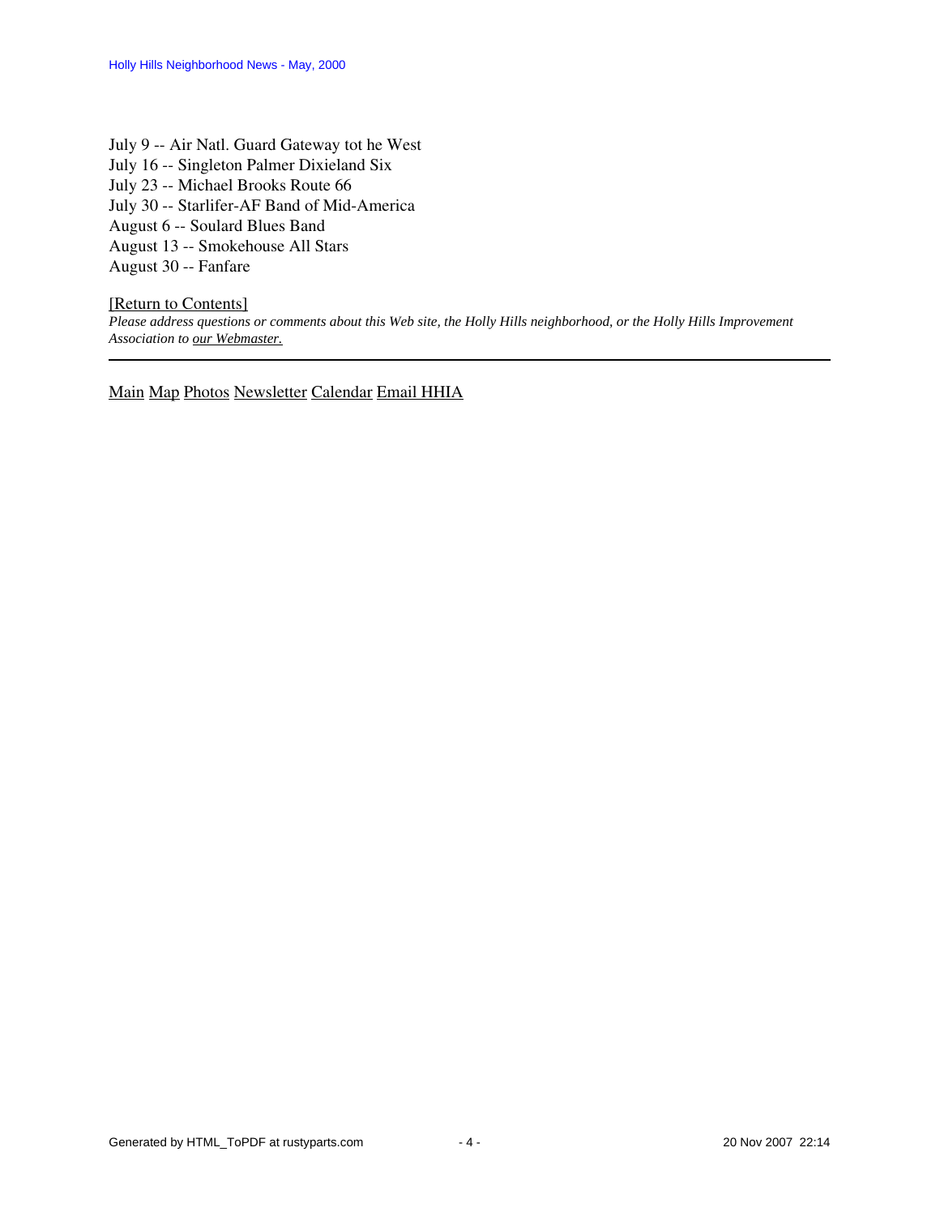July 9 -- Air Natl. Guard Gateway tot he West
July 16 -- Singleton Palmer Dixieland Six
July 23 -- Michael Brooks Route 66
July 30 -- Starlifer-AF Band of Mid-America
August 6 -- Soulard Blues Band
August 13 -- Smokehouse All Stars
August 30 -- Fanfare

[Return to Contents]

*Please address questions or comments about this Web site, the Holly Hills neighborhood, or the Holly Hills Improvement Association to our Webmaster.*

---

Main Map Photos Newsletter Calendar Email HHIA